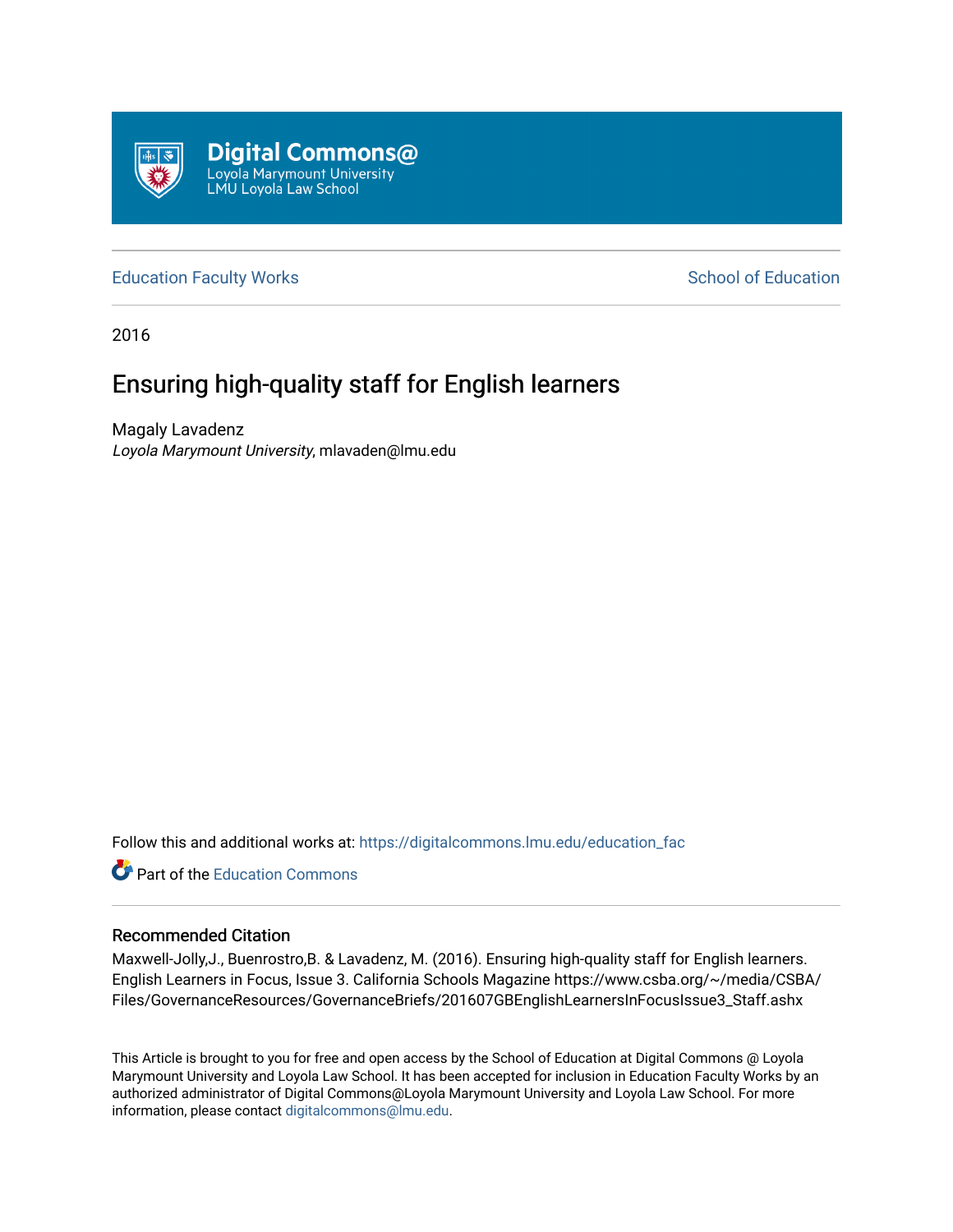Digital Commons@
Loyola Marymount University
LMU Loyola Law School

Education Faculty Works | School of Education

2016

# Ensuring high-quality staff for English learners

Magaly Lavadenz
*Loyola Marymount University*, mlavaden@lmu.edu

Follow this and additional works at: https://digitalcommons.lmu.edu/education_fac

Part of the Education Commons

## Recommended Citation

Maxwell-Jolly,J., Buenrostro,B. & Lavadenz, M. (2016). Ensuring high-quality staff for English learners. English Learners in Focus, Issue 3. California Schools Magazine https://www.csba.org/~/media/CSBA/Files/GovernanceResources/GovernanceBriefs/201607GBEnglishLearnersInFocusIssue3_Staff.ashx

This Article is brought to you for free and open access by the School of Education at Digital Commons @ Loyola Marymount University and Loyola Law School. It has been accepted for inclusion in Education Faculty Works by an authorized administrator of Digital Commons@Loyola Marymount University and Loyola Law School. For more information, please contact digitalcommons@lmu.edu.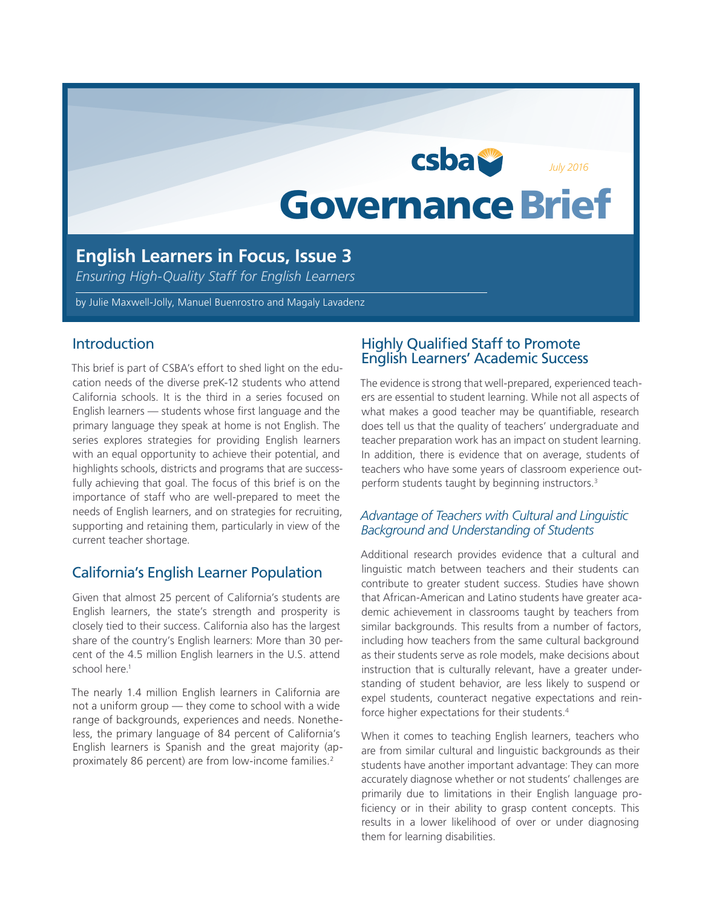csba

July 2016

# Governance Brief

## English Learners in Focus, Issue 3

*Ensuring High-Quality Staff for English Learners*

by Julie Maxwell-Jolly, Manuel Buenrostro and Magaly Lavadenz

## Introduction

This brief is part of CSBA's effort to shed light on the education needs of the diverse preK-12 students who attend California schools. It is the third in a series focused on English learners — students whose first language and the primary language they speak at home is not English. The series explores strategies for providing English learners with an equal opportunity to achieve their potential, and highlights schools, districts and programs that are successfully achieving that goal. The focus of this brief is on the importance of staff who are well-prepared to meet the needs of English learners, and on strategies for recruiting, supporting and retaining them, particularly in view of the current teacher shortage.

## California's English Learner Population

Given that almost 25 percent of California's students are English learners, the state's strength and prosperity is closely tied to their success. California also has the largest share of the country's English learners: More than 30 percent of the 4.5 million English learners in the U.S. attend school here.[1]

The nearly 1.4 million English learners in California are not a uniform group — they come to school with a wide range of backgrounds, experiences and needs. Nonetheless, the primary language of 84 percent of California's English learners is Spanish and the great majority (approximately 86 percent) are from low-income families.[2]

## Highly Qualified Staff to Promote English Learners' Academic Success

The evidence is strong that well-prepared, experienced teachers are essential to student learning. While not all aspects of what makes a good teacher may be quantifiable, research does tell us that the quality of teachers' undergraduate and teacher preparation work has an impact on student learning. In addition, there is evidence that on average, students of teachers who have some years of classroom experience outperform students taught by beginning instructors.[3]

### *Advantage of Teachers with Cultural and Linguistic Background and Understanding of Students*

Additional research provides evidence that a cultural and linguistic match between teachers and their students can contribute to greater student success. Studies have shown that African-American and Latino students have greater academic achievement in classrooms taught by teachers from similar backgrounds. This results from a number of factors, including how teachers from the same cultural background as their students serve as role models, make decisions about instruction that is culturally relevant, have a greater understanding of student behavior, are less likely to suspend or expel students, counteract negative expectations and reinforce higher expectations for their students.[4]

When it comes to teaching English learners, teachers who are from similar cultural and linguistic backgrounds as their students have another important advantage: They can more accurately diagnose whether or not students' challenges are primarily due to limitations in their English language proficiency or in their ability to grasp content concepts. This results in a lower likelihood of over or under diagnosing them for learning disabilities.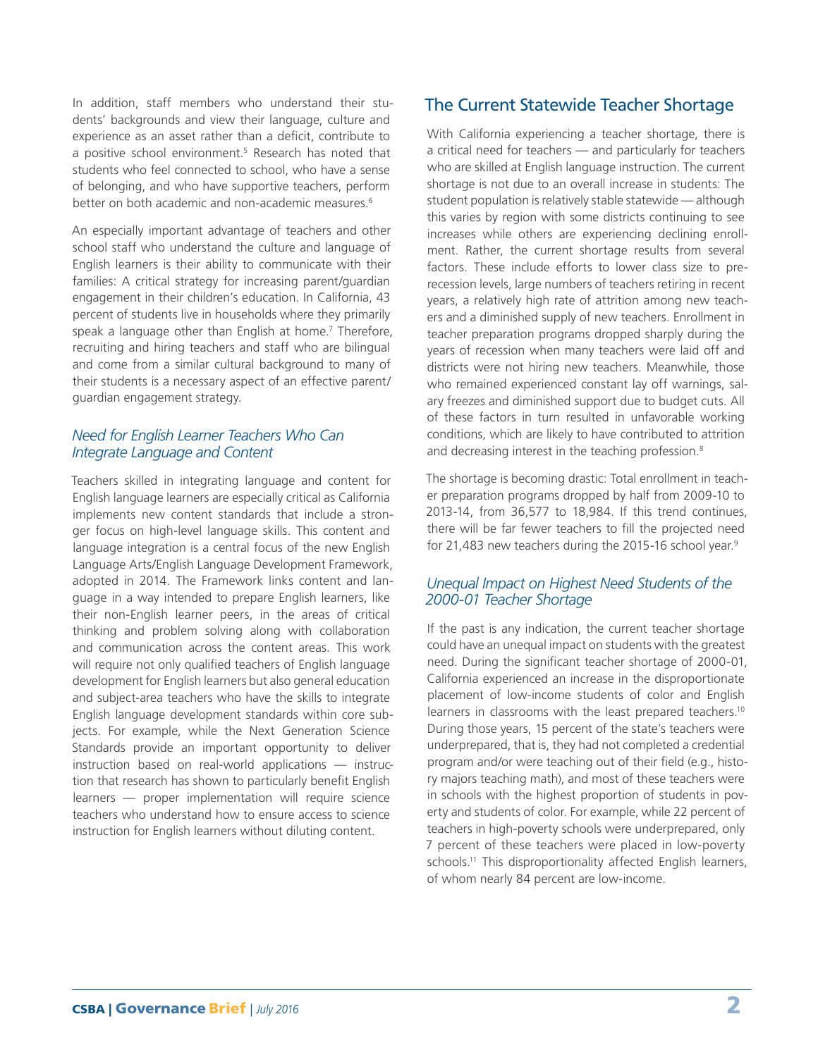In addition, staff members who understand their students' backgrounds and view their language, culture and experience as an asset rather than a deficit, contribute to a positive school environment.[5] Research has noted that students who feel connected to school, who have a sense of belonging, and who have supportive teachers, perform better on both academic and non-academic measures.[6]

An especially important advantage of teachers and other school staff who understand the culture and language of English learners is their ability to communicate with their families: A critical strategy for increasing parent/guardian engagement in their children's education. In California, 43 percent of students live in households where they primarily speak a language other than English at home.[7] Therefore, recruiting and hiring teachers and staff who are bilingual and come from a similar cultural background to many of their students is a necessary aspect of an effective parent/guardian engagement strategy.

### *Need for English Learner Teachers Who Can Integrate Language and Content*

Teachers skilled in integrating language and content for English language learners are especially critical as California implements new content standards that include a stronger focus on high-level language skills. This content and language integration is a central focus of the new English Language Arts/English Language Development Framework, adopted in 2014. The Framework links content and language in a way intended to prepare English learners, like their non-English learner peers, in the areas of critical thinking and problem solving along with collaboration and communication across the content areas. This work will require not only qualified teachers of English language development for English learners but also general education and subject-area teachers who have the skills to integrate English language development standards within core subjects. For example, while the Next Generation Science Standards provide an important opportunity to deliver instruction based on real-world applications — instruction that research has shown to particularly benefit English learners — proper implementation will require science teachers who understand how to ensure access to science instruction for English learners without diluting content.

## The Current Statewide Teacher Shortage

With California experiencing a teacher shortage, there is a critical need for teachers — and particularly for teachers who are skilled at English language instruction. The current shortage is not due to an overall increase in students: The student population is relatively stable statewide — although this varies by region with some districts continuing to see increases while others are experiencing declining enrollment. Rather, the current shortage results from several factors. These include efforts to lower class size to pre-recession levels, large numbers of teachers retiring in recent years, a relatively high rate of attrition among new teachers and a diminished supply of new teachers. Enrollment in teacher preparation programs dropped sharply during the years of recession when many teachers were laid off and districts were not hiring new teachers. Meanwhile, those who remained experienced constant lay off warnings, salary freezes and diminished support due to budget cuts. All of these factors in turn resulted in unfavorable working conditions, which are likely to have contributed to attrition and decreasing interest in the teaching profession.[8]

The shortage is becoming drastic: Total enrollment in teacher preparation programs dropped by half from 2009-10 to 2013-14, from 36,577 to 18,984. If this trend continues, there will be far fewer teachers to fill the projected need for 21,483 new teachers during the 2015-16 school year.[9]

### *Unequal Impact on Highest Need Students of the 2000-01 Teacher Shortage*

If the past is any indication, the current teacher shortage could have an unequal impact on students with the greatest need. During the significant teacher shortage of 2000-01, California experienced an increase in the disproportionate placement of low-income students of color and English learners in classrooms with the least prepared teachers.[10] During those years, 15 percent of the state's teachers were underprepared, that is, they had not completed a credential program and/or were teaching out of their field (e.g., history majors teaching math), and most of these teachers were in schools with the highest proportion of students in poverty and students of color. For example, while 22 percent of teachers in high-poverty schools were underprepared, only 7 percent of these teachers were placed in low-poverty schools.[11] This disproportionality affected English learners, of whom nearly 84 percent are low-income.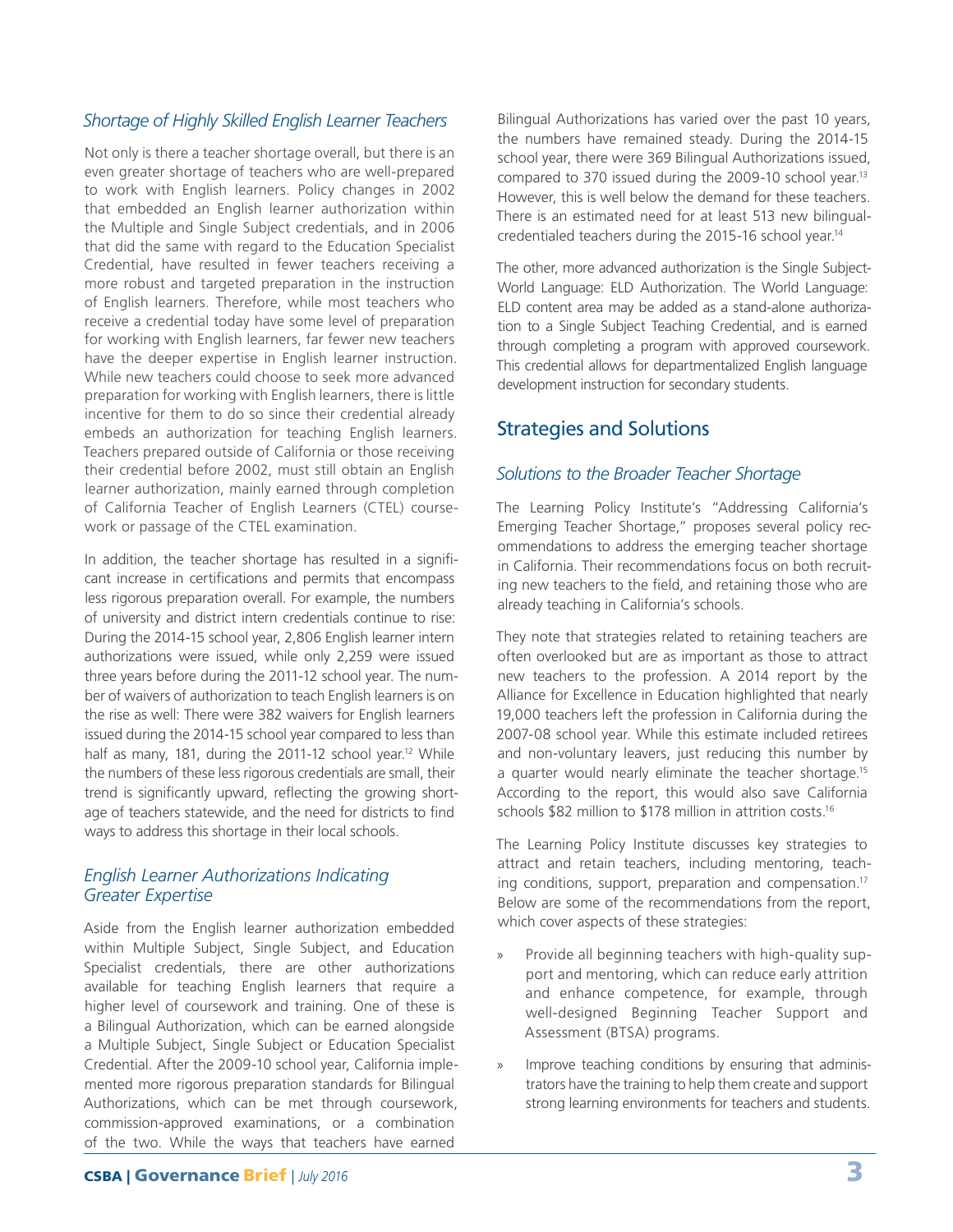### *Shortage of Highly Skilled English Learner Teachers*

Not only is there a teacher shortage overall, but there is an even greater shortage of teachers who are well-prepared to work with English learners. Policy changes in 2002 that embedded an English learner authorization within the Multiple and Single Subject credentials, and in 2006 that did the same with regard to the Education Specialist Credential, have resulted in fewer teachers receiving a more robust and targeted preparation in the instruction of English learners. Therefore, while most teachers who receive a credential today have some level of preparation for working with English learners, far fewer new teachers have the deeper expertise in English learner instruction. While new teachers could choose to seek more advanced preparation for working with English learners, there is little incentive for them to do so since their credential already embeds an authorization for teaching English learners. Teachers prepared outside of California or those receiving their credential before 2002, must still obtain an English learner authorization, mainly earned through completion of California Teacher of English Learners (CTEL) coursework or passage of the CTEL examination.

In addition, the teacher shortage has resulted in a significant increase in certifications and permits that encompass less rigorous preparation overall. For example, the numbers of university and district intern credentials continue to rise: During the 2014-15 school year, 2,806 English learner intern authorizations were issued, while only 2,259 were issued three years before during the 2011-12 school year. The number of waivers of authorization to teach English learners is on the rise as well: There were 382 waivers for English learners issued during the 2014-15 school year compared to less than half as many, 181, during the 2011-12 school year.[12] While the numbers of these less rigorous credentials are small, their trend is significantly upward, reflecting the growing shortage of teachers statewide, and the need for districts to find ways to address this shortage in their local schools.

### *English Learner Authorizations Indicating Greater Expertise*

Aside from the English learner authorization embedded within Multiple Subject, Single Subject, and Education Specialist credentials, there are other authorizations available for teaching English learners that require a higher level of coursework and training. One of these is a Bilingual Authorization, which can be earned alongside a Multiple Subject, Single Subject or Education Specialist Credential. After the 2009-10 school year, California implemented more rigorous preparation standards for Bilingual Authorizations, which can be met through coursework, commission-approved examinations, or a combination of the two. While the ways that teachers have earned Bilingual Authorizations has varied over the past 10 years, the numbers have remained steady. During the 2014-15 school year, there were 369 Bilingual Authorizations issued, compared to 370 issued during the 2009-10 school year.[13] However, this is well below the demand for these teachers. There is an estimated need for at least 513 new bilingual-credentialed teachers during the 2015-16 school year.[14]

The other, more advanced authorization is the Single Subject-World Language: ELD Authorization. The World Language: ELD content area may be added as a stand-alone authorization to a Single Subject Teaching Credential, and is earned through completing a program with approved coursework. This credential allows for departmentalized English language development instruction for secondary students.

## Strategies and Solutions

### *Solutions to the Broader Teacher Shortage*

The Learning Policy Institute's "Addressing California's Emerging Teacher Shortage," proposes several policy recommendations to address the emerging teacher shortage in California. Their recommendations focus on both recruiting new teachers to the field, and retaining those who are already teaching in California's schools.

They note that strategies related to retaining teachers are often overlooked but are as important as those to attract new teachers to the profession. A 2014 report by the Alliance for Excellence in Education highlighted that nearly 19,000 teachers left the profession in California during the 2007-08 school year. While this estimate included retirees and non-voluntary leavers, just reducing this number by a quarter would nearly eliminate the teacher shortage.[15] According to the report, this would also save California schools $82 million to $178 million in attrition costs.[16]

The Learning Policy Institute discusses key strategies to attract and retain teachers, including mentoring, teaching conditions, support, preparation and compensation.[17] Below are some of the recommendations from the report, which cover aspects of these strategies:

- Provide all beginning teachers with high-quality support and mentoring, which can reduce early attrition and enhance competence, for example, through well-designed Beginning Teacher Support and Assessment (BTSA) programs.
- Improve teaching conditions by ensuring that administrators have the training to help them create and support strong learning environments for teachers and students.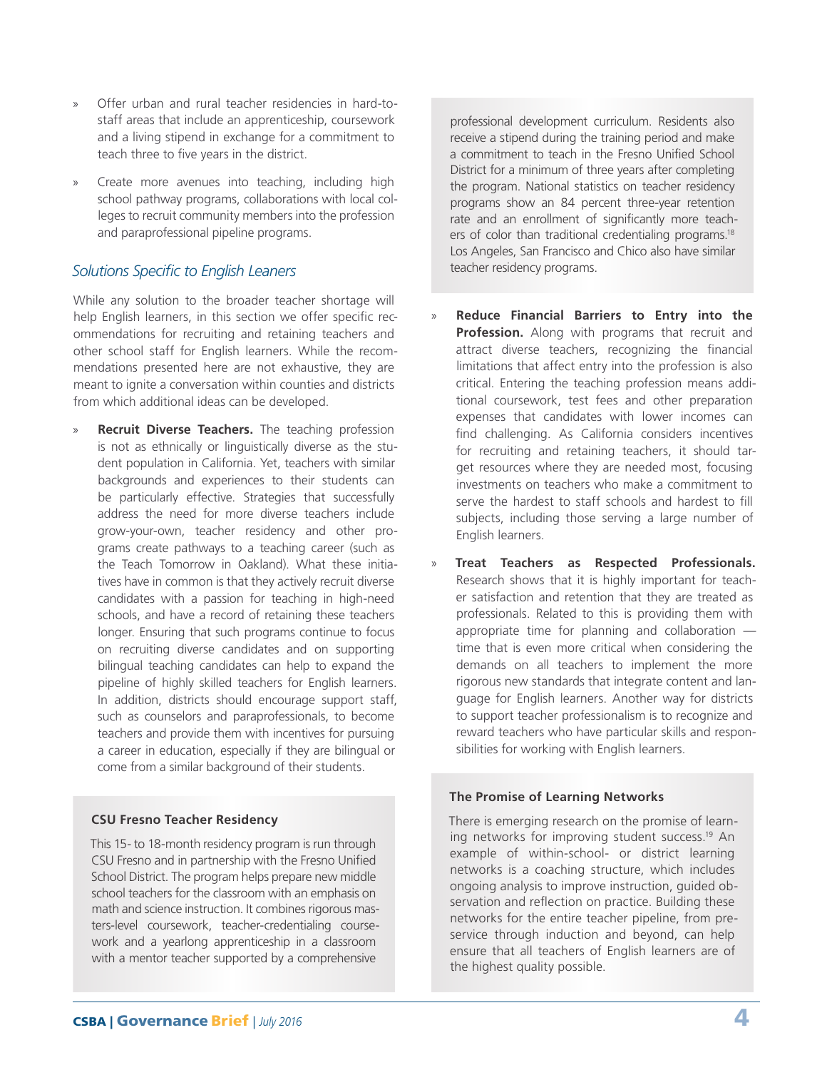- Offer urban and rural teacher residencies in hard-to-staff areas that include an apprenticeship, coursework and a living stipend in exchange for a commitment to teach three to five years in the district.
- Create more avenues into teaching, including high school pathway programs, collaborations with local colleges to recruit community members into the profession and paraprofessional pipeline programs.

## *Solutions Specific to English Leaners*

While any solution to the broader teacher shortage will help English learners, in this section we offer specific recommendations for recruiting and retaining teachers and other school staff for English learners. While the recommendations presented here are not exhaustive, they are meant to ignite a conversation within counties and districts from which additional ideas can be developed.

- **Recruit Diverse Teachers.** The teaching profession is not as ethnically or linguistically diverse as the student population in California. Yet, teachers with similar backgrounds and experiences to their students can be particularly effective. Strategies that successfully address the need for more diverse teachers include grow-your-own, teacher residency and other programs create pathways to a teaching career (such as the Teach Tomorrow in Oakland). What these initiatives have in common is that they actively recruit diverse candidates with a passion for teaching in high-need schools, and have a record of retaining these teachers longer. Ensuring that such programs continue to focus on recruiting diverse candidates and on supporting bilingual teaching candidates can help to expand the pipeline of highly skilled teachers for English learners. In addition, districts should encourage support staff, such as counselors and paraprofessionals, to become teachers and provide them with incentives for pursuing a career in education, especially if they are bilingual or come from a similar background of their students.

### CSU Fresno Teacher Residency

This 15- to 18-month residency program is run through CSU Fresno and in partnership with the Fresno Unified School District. The program helps prepare new middle school teachers for the classroom with an emphasis on math and science instruction. It combines rigorous masters-level coursework, teacher-credentialing coursework and a yearlong apprenticeship in a classroom with a mentor teacher supported by a comprehensive professional development curriculum. Residents also receive a stipend during the training period and make a commitment to teach in the Fresno Unified School District for a minimum of three years after completing the program. National statistics on teacher residency programs show an 84 percent three-year retention rate and an enrollment of significantly more teachers of color than traditional credentialing programs.[18] Los Angeles, San Francisco and Chico also have similar teacher residency programs.

- **Reduce Financial Barriers to Entry into the Profession.** Along with programs that recruit and attract diverse teachers, recognizing the financial limitations that affect entry into the profession is also critical. Entering the teaching profession means additional coursework, test fees and other preparation expenses that candidates with lower incomes can find challenging. As California considers incentives for recruiting and retaining teachers, it should target resources where they are needed most, focusing investments on teachers who make a commitment to serve the hardest to staff schools and hardest to fill subjects, including those serving a large number of English learners.
- **Treat Teachers as Respected Professionals.** Research shows that it is highly important for teacher satisfaction and retention that they are treated as professionals. Related to this is providing them with appropriate time for planning and collaboration — time that is even more critical when considering the demands on all teachers to implement the more rigorous new standards that integrate content and language for English learners. Another way for districts to support teacher professionalism is to recognize and reward teachers who have particular skills and responsibilities for working with English learners.

### The Promise of Learning Networks

There is emerging research on the promise of learning networks for improving student success.[19] An example of within-school- or district learning networks is a coaching structure, which includes ongoing analysis to improve instruction, guided observation and reflection on practice. Building these networks for the entire teacher pipeline, from preservice through induction and beyond, can help ensure that all teachers of English learners are of the highest quality possible.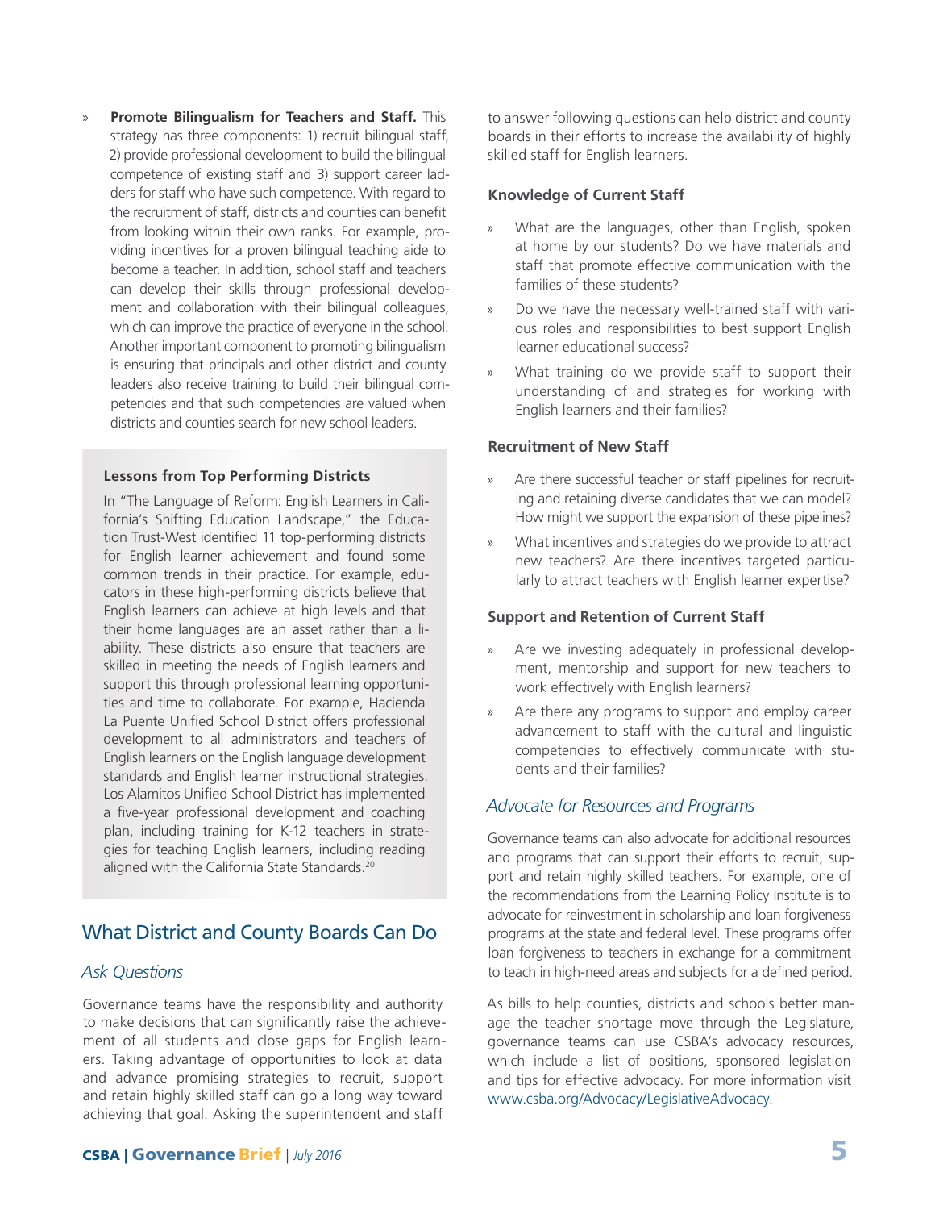- **Promote Bilingualism for Teachers and Staff.** This strategy has three components: 1) recruit bilingual staff, 2) provide professional development to build the bilingual competence of existing staff and 3) support career ladders for staff who have such competence. With regard to the recruitment of staff, districts and counties can benefit from looking within their own ranks. For example, providing incentives for a proven bilingual teaching aide to become a teacher. In addition, school staff and teachers can develop their skills through professional development and collaboration with their bilingual colleagues, which can improve the practice of everyone in the school. Another important component to promoting bilingualism is ensuring that principals and other district and county leaders also receive training to build their bilingual competencies and that such competencies are valued when districts and counties search for new school leaders.

#### Lessons from Top Performing Districts

In "The Language of Reform: English Learners in California's Shifting Education Landscape," the Education Trust-West identified 11 top-performing districts for English learner achievement and found some common trends in their practice. For example, educators in these high-performing districts believe that English learners can achieve at high levels and that their home languages are an asset rather than a liability. These districts also ensure that teachers are skilled in meeting the needs of English learners and support this through professional learning opportunities and time to collaborate. For example, Hacienda La Puente Unified School District offers professional development to all administrators and teachers of English learners on the English language development standards and English learner instructional strategies. Los Alamitos Unified School District has implemented a five-year professional development and coaching plan, including training for K-12 teachers in strategies for teaching English learners, including reading aligned with the California State Standards.[20]

## What District and County Boards Can Do

### *Ask Questions*

Governance teams have the responsibility and authority to make decisions that can significantly raise the achievement of all students and close gaps for English learners. Taking advantage of opportunities to look at data and advance promising strategies to recruit, support and retain highly skilled staff can go a long way toward achieving that goal. Asking the superintendent and staff to answer following questions can help district and county boards in their efforts to increase the availability of highly skilled staff for English learners.

#### Knowledge of Current Staff

- What are the languages, other than English, spoken at home by our students? Do we have materials and staff that promote effective communication with the families of these students?
- Do we have the necessary well-trained staff with various roles and responsibilities to best support English learner educational success?
- What training do we provide staff to support their understanding of and strategies for working with English learners and their families?

#### Recruitment of New Staff

- Are there successful teacher or staff pipelines for recruiting and retaining diverse candidates that we can model? How might we support the expansion of these pipelines?
- What incentives and strategies do we provide to attract new teachers? Are there incentives targeted particularly to attract teachers with English learner expertise?

#### Support and Retention of Current Staff

- Are we investing adequately in professional development, mentorship and support for new teachers to work effectively with English learners?
- Are there any programs to support and employ career advancement to staff with the cultural and linguistic competencies to effectively communicate with students and their families?

### *Advocate for Resources and Programs*

Governance teams can also advocate for additional resources and programs that can support their efforts to recruit, support and retain highly skilled teachers. For example, one of the recommendations from the Learning Policy Institute is to advocate for reinvestment in scholarship and loan forgiveness programs at the state and federal level. These programs offer loan forgiveness to teachers in exchange for a commitment to teach in high-need areas and subjects for a defined period.

As bills to help counties, districts and schools better manage the teacher shortage move through the Legislature, governance teams can use CSBA's advocacy resources, which include a list of positions, sponsored legislation and tips for effective advocacy. For more information visit www.csba.org/Advocacy/LegislativeAdvocacy.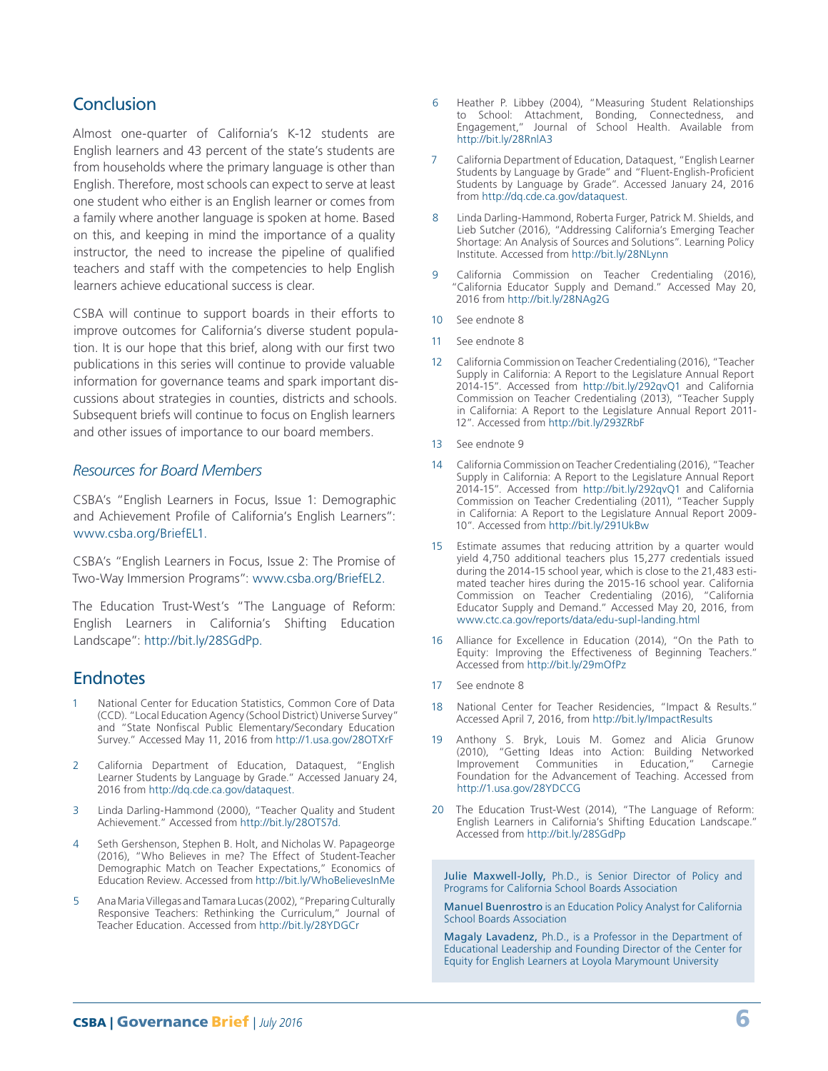## Conclusion

Almost one-quarter of California's K-12 students are English learners and 43 percent of the state's students are from households where the primary language is other than English. Therefore, most schools can expect to serve at least one student who either is an English learner or comes from a family where another language is spoken at home. Based on this, and keeping in mind the importance of a quality instructor, the need to increase the pipeline of qualified teachers and staff with the competencies to help English learners achieve educational success is clear.

CSBA will continue to support boards in their efforts to improve outcomes for California's diverse student population. It is our hope that this brief, along with our first two publications in this series will continue to provide valuable information for governance teams and spark important discussions about strategies in counties, districts and schools. Subsequent briefs will continue to focus on English learners and other issues of importance to our board members.

### *Resources for Board Members*

CSBA's "English Learners in Focus, Issue 1: Demographic and Achievement Profile of California's English Learners": www.csba.org/BriefEL1.

CSBA's "English Learners in Focus, Issue 2: The Promise of Two-Way Immersion Programs": www.csba.org/BriefEL2.

The Education Trust-West's "The Language of Reform: English Learners in California's Shifting Education Landscape": http://bit.ly/28SGdPp.

## Endnotes

1. National Center for Education Statistics, Common Core of Data (CCD). "Local Education Agency (School District) Universe Survey" and "State Nonfiscal Public Elementary/Secondary Education Survey." Accessed May 11, 2016 from http://1.usa.gov/28OTXrF
2. California Department of Education, Dataquest, "English Learner Students by Language by Grade." Accessed January 24, 2016 from http://dq.cde.ca.gov/dataquest.
3. Linda Darling-Hammond (2000), "Teacher Quality and Student Achievement." Accessed from http://bit.ly/28OTS7d.
4. Seth Gershenson, Stephen B. Holt, and Nicholas W. Papageorge (2016), "Who Believes in me? The Effect of Student-Teacher Demographic Match on Teacher Expectations," Economics of Education Review. Accessed from http://bit.ly/WhoBelievesInMe
5. Ana Maria Villegas and Tamara Lucas (2002), "Preparing Culturally Responsive Teachers: Rethinking the Curriculum," Journal of Teacher Education. Accessed from http://bit.ly/28YDGCr
6. Heather P. Libbey (2004), "Measuring Student Relationships to School: Attachment, Bonding, Connectedness, and Engagement," Journal of School Health. Available from http://bit.ly/28RnlA3
7. California Department of Education, Dataquest, "English Learner Students by Language by Grade" and "Fluent-English-Proficient Students by Language by Grade". Accessed January 24, 2016 from http://dq.cde.ca.gov/dataquest.
8. Linda Darling-Hammond, Roberta Furger, Patrick M. Shields, and Lieb Sutcher (2016), "Addressing California's Emerging Teacher Shortage: An Analysis of Sources and Solutions". Learning Policy Institute. Accessed from http://bit.ly/28NLynn
9. California Commission on Teacher Credentialing (2016), "California Educator Supply and Demand." Accessed May 20, 2016 from http://bit.ly/28NAg2G
10. See endnote 8
11. See endnote 8
12. California Commission on Teacher Credentialing (2016), "Teacher Supply in California: A Report to the Legislature Annual Report 2014-15". Accessed from http://bit.ly/292qvQ1 and California Commission on Teacher Credentialing (2013), "Teacher Supply in California: A Report to the Legislature Annual Report 2011-12". Accessed from http://bit.ly/293ZRbF
13. See endnote 9
14. California Commission on Teacher Credentialing (2016), "Teacher Supply in California: A Report to the Legislature Annual Report 2014-15". Accessed from http://bit.ly/292qvQ1 and California Commission on Teacher Credentialing (2011), "Teacher Supply in California: A Report to the Legislature Annual Report 2009-10". Accessed from http://bit.ly/291UkBw
15. Estimate assumes that reducing attrition by a quarter would yield 4,750 additional teachers plus 15,277 credentials issued during the 2014-15 school year, which is close to the 21,483 estimated teacher hires during the 2015-16 school year. California Commission on Teacher Credentialing (2016), "California Educator Supply and Demand." Accessed May 20, 2016, from www.ctc.ca.gov/reports/data/edu-supl-landing.html
16. Alliance for Excellence in Education (2014), "On the Path to Equity: Improving the Effectiveness of Beginning Teachers." Accessed from http://bit.ly/29mOfPz
17. See endnote 8
18. National Center for Teacher Residencies, "Impact & Results." Accessed April 7, 2016, from http://bit.ly/ImpactResults
19. Anthony S. Bryk, Louis M. Gomez and Alicia Grunow (2010), "Getting Ideas into Action: Building Networked Improvement Communities in Education," Carnegie Foundation for the Advancement of Teaching. Accessed from http://1.usa.gov/28YDCCG
20. The Education Trust-West (2014), "The Language of Reform: English Learners in California's Shifting Education Landscape." Accessed from http://bit.ly/28SGdPp

**Julie Maxwell-Jolly,** Ph.D., is Senior Director of Policy and Programs for California School Boards Association

**Manuel Buenrostro** is an Education Policy Analyst for California School Boards Association

**Magaly Lavadenz,** Ph.D., is a Professor in the Department of Educational Leadership and Founding Director of the Center for Equity for English Learners at Loyola Marymount University